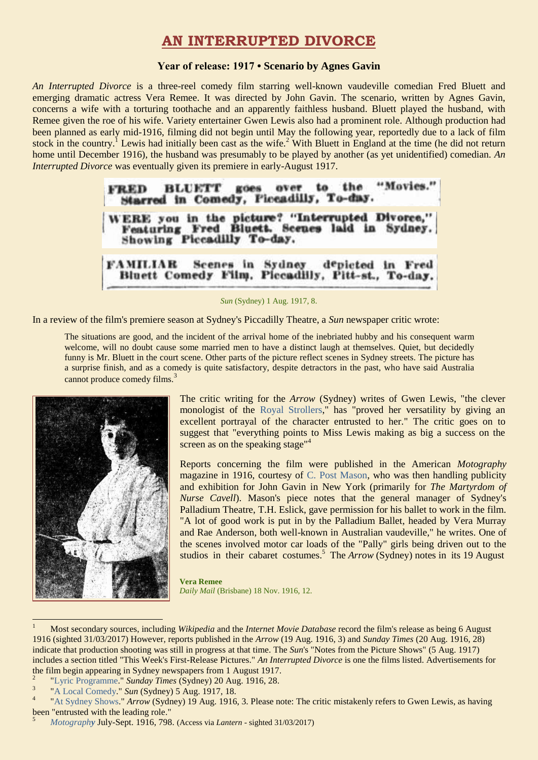# AN INTERRUPTED DIVORCE

**Year of release: 1917 • Scenario by Agnes Gavin**

*An Interrupted Divorce* is a three-reel comedy film starring well-known vaudeville comedian Fred Bluett and emerging dramatic actress Vera Remee. It was directed by John Gavin. The scenario, written by Agnes Gavin, concerns a wife with a torturing toothache and an apparently faithless husband. Bluett played the husband, with Remee given the roe of his wife. Variety entertainer Gwen Lewis also had a prominent role. Although production had been planned as early mid-1916, filming did not begin until May the following year, reportedly due to a lack of film stock in the country.[1] Lewis had initially been cast as the wife.[2] With Bluett in England at the time (he did not return home until December 1916), the husband was presumably to be played by another (as yet unidentified) comedian. *An Interrupted Divorce* was eventually given its premiere in early-August 1917.

FRED BLUETT goes over to the "Movies." Starred in Comedy, Piccadilly, To-day.

WERE you in the picture? "Interrupted Divorce," Featuring Fred Bluett. Scenes laid in Sydney. Showing Piccadilly To-day.

FAMILIAR Scenes in Sydney depicted in Fred Bluett Comedy Film, Piccadilly, Pitt-st., To-day.

*Sun* (Sydney) 1 Aug. 1917, 8.

In a review of the film's premiere season at Sydney's Piccadilly Theatre, a *Sun* newspaper critic wrote:

> The situations are good, and the incident of the arrival home of the inebriated hubby and his consequent warm welcome, will no doubt cause some married men to have a distinct laugh at themselves. Quiet, but decidedly funny is Mr. Bluett in the court scene. Other parts of the picture reflect scenes in Sydney streets. The picture has a surprise finish, and as a comedy is quite satisfactory, despite detractors in the past, who have said Australia cannot produce comedy films.[3]

The critic writing for the *Arrow* (Sydney) writes of Gwen Lewis, "the clever monologist of the Royal Strollers," has "proved her versatility by giving an excellent portrayal of the character entrusted to her." The critic goes on to suggest that "everything points to Miss Lewis making as big a success on the screen as on the speaking stage"[4]

Reports concerning the film were published in the American *Motography* magazine in 1916, courtesy of C. Post Mason, who was then handling publicity and exhibition for John Gavin in New York (primarily for *The Martyrdom of Nurse Cavell*). Mason's piece notes that the general manager of Sydney's Palladium Theatre, T.H. Eslick, gave permission for his ballet to work in the film. "A lot of good work is put in by the Palladium Ballet, headed by Vera Murray and Rae Anderson, both well-known in Australian vaudeville," he writes. One of the scenes involved motor car loads of the "Pally" girls being driven out to the studios in their cabaret costumes.[5] The *Arrow* (Sydney) notes in its 19 August

**Vera Remee**
*Daily Mail* (Brisbane) 18 Nov. 1916, 12.

---

[1] Most secondary sources, including *Wikipedia* and the *Internet Movie Database* record the film's release as being 6 August 1916 (sighted 31/03/2017) However, reports published in the *Arrow* (19 Aug. 1916, 3) and *Sunday Times* (20 Aug. 1916, 28) indicate that production shooting was still in progress at that time. The *Sun*'s "Notes from the Picture Shows" (5 Aug. 1917) includes a section titled "This Week's First-Release Pictures." *An Interrupted Divorce* is one the films listed. Advertisements for the film begin appearing in Sydney newspapers from 1 August 1917.

[2] "Lyric Programme." *Sunday Times* (Sydney) 20 Aug. 1916, 28.

[3] "A Local Comedy." *Sun* (Sydney) 5 Aug. 1917, 18.

[4] "At Sydney Shows." *Arrow* (Sydney) 19 Aug. 1916, 3. Please note: The critic mistakenly refers to Gwen Lewis, as having been "entrusted with the leading role."

[5] *Motography* July-Sept. 1916, 798. (Access via *Lantern* - sighted 31/03/2017)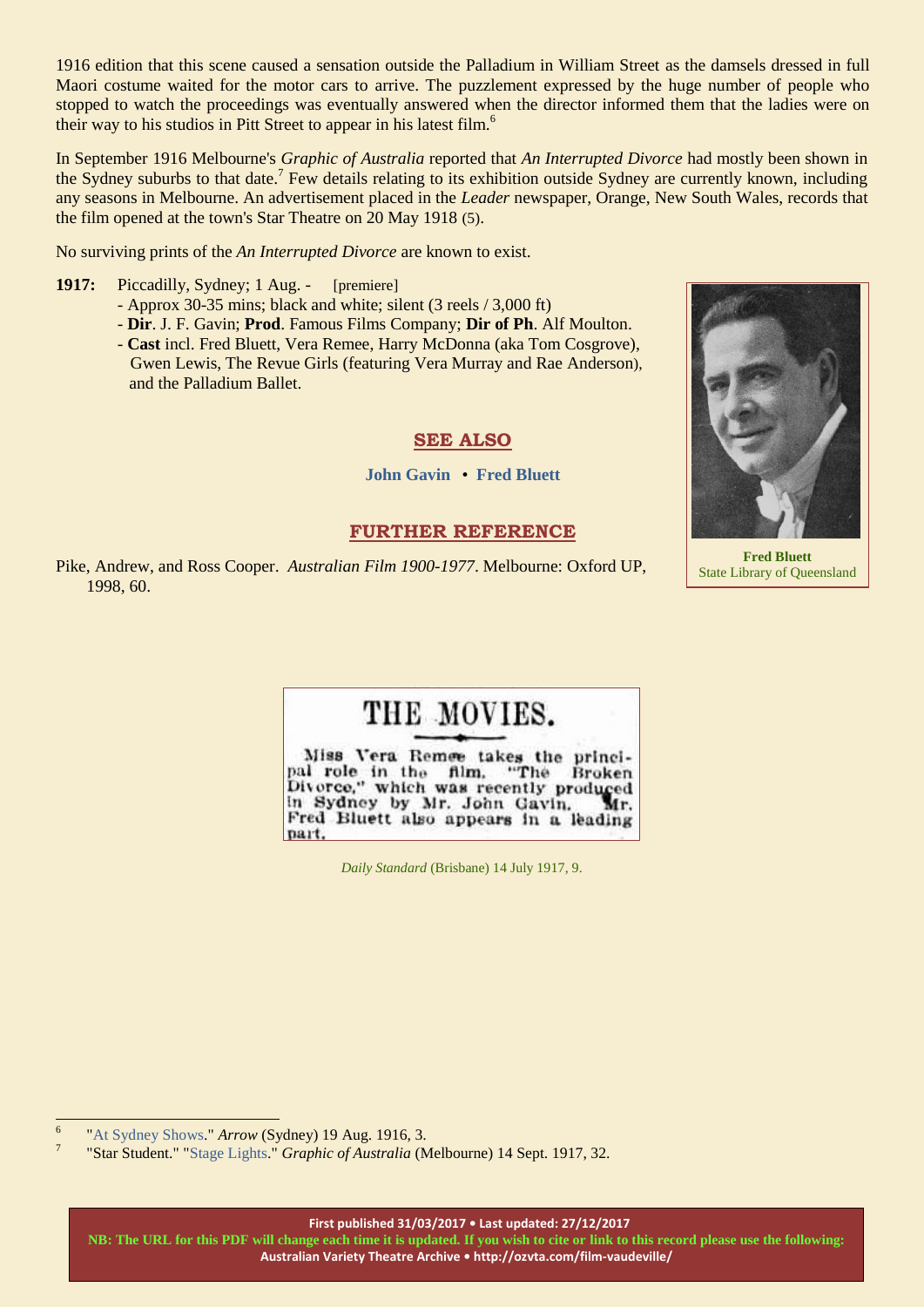1916 edition that this scene caused a sensation outside the Palladium in William Street as the damsels dressed in full Maori costume waited for the motor cars to arrive. The puzzlement expressed by the huge number of people who stopped to watch the proceedings was eventually answered when the director informed them that the ladies were on their way to his studios in Pitt Street to appear in his latest film.[6]

In September 1916 Melbourne's *Graphic of Australia* reported that *An Interrupted Divorce* had mostly been shown in the Sydney suburbs to that date.[7] Few details relating to its exhibition outside Sydney are currently known, including any seasons in Melbourne. An advertisement placed in the *Leader* newspaper, Orange, New South Wales, records that the film opened at the town's Star Theatre on 20 May 1918 (5).

No surviving prints of the *An Interrupted Divorce* are known to exist.

**1917:** Piccadilly, Sydney; 1 Aug. - [premiere]
- Approx 30-35 mins; black and white; silent (3 reels / 3,000 ft)
- **Dir**. J. F. Gavin; **Prod**. Famous Films Company; **Dir of Ph**. Alf Moulton.
- **Cast** incl. Fred Bluett, Vera Remee, Harry McDonna (aka Tom Cosgrove), Gwen Lewis, The Revue Girls (featuring Vera Murray and Rae Anderson), and the Palladium Ballet.

Fred Bluett
State Library of Queensland

## SEE ALSO

John Gavin • Fred Bluett

## FURTHER REFERENCE

Pike, Andrew, and Ross Cooper. *Australian Film 1900-1977*. Melbourne: Oxford UP, 1998, 60.

THE MOVIES.

Miss Vera Remee takes the principal role in the film, "The Broken Divorce," which was recently produced in Sydney by Mr. John Gavin. Mr. Fred Bluett also appears in a leading part.

*Daily Standard* (Brisbane) 14 July 1917, 9.

---

[6] "At Sydney Shows." *Arrow* (Sydney) 19 Aug. 1916, 3.

[7] "Star Student." "Stage Lights." *Graphic of Australia* (Melbourne) 14 Sept. 1917, 32.

First published 31/03/2017 • Last updated: 27/12/2017
NB: The URL for this PDF will change each time it is updated. If you wish to cite or link to this record please use the following:
Australian Variety Theatre Archive • http://ozvta.com/film-vaudeville/